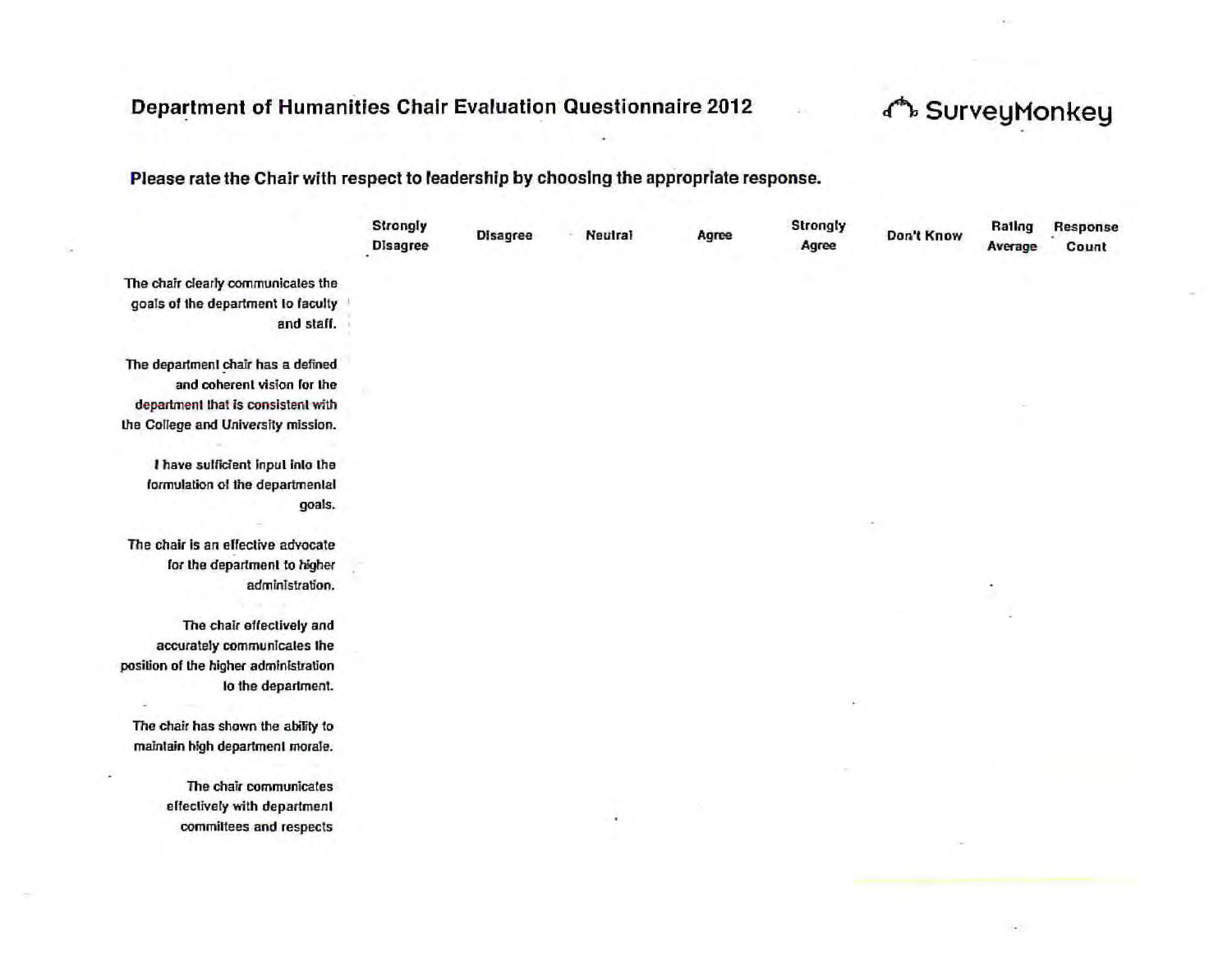## Department of Humanities Chair Evaluation Questionnaire 2012

SurveyMonkey

**Please rate the Chair with respect to leadership by choosing the appropriate response.**

| | Strongly Disagree | Disagree | Neutral | Agree | Strongly Agree | Don't Know | Rating Average | Response Count |
|---|---|---|---|---|---|---|---|---|
| The chair clearly communicates the goals of the department to faculty and staff. | | | | | | | | |
| The department chair has a defined and coherent vision for the department that is consistent with the College and University mission. | | | | | | | | |
| I have sufficient input into the formulation of the departmental goals. | | | | | | | | |
| The chair is an effective advocate for the department to higher administration. | | | | | | | | |
| The chair effectively and accurately communicates the position of the higher administration to the department. | | | | | | | | |
| The chair has shown the ability to maintain high department morale. | | | | | | | | |
| The chair communicates effectively with department committees and respects | | | | | | | | |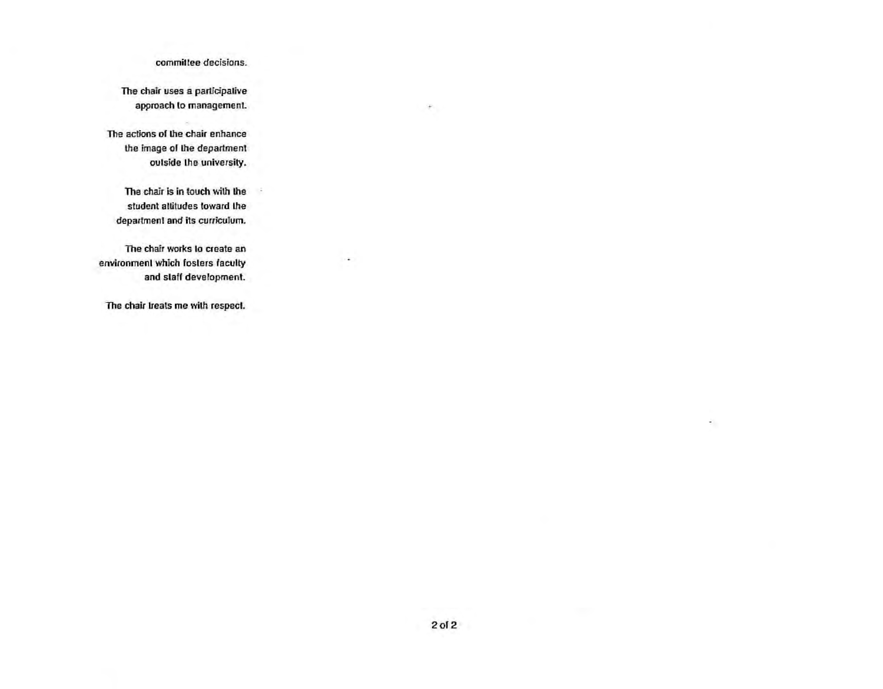committee decisions.

The chair uses a participative approach to management.

The actions of the chair enhance the image of the department outside the university.

The chair is in touch with the student attitudes toward the department and its curriculum.

The chair works to create an environment which fosters faculty and staff development.

The chair treats me with respect.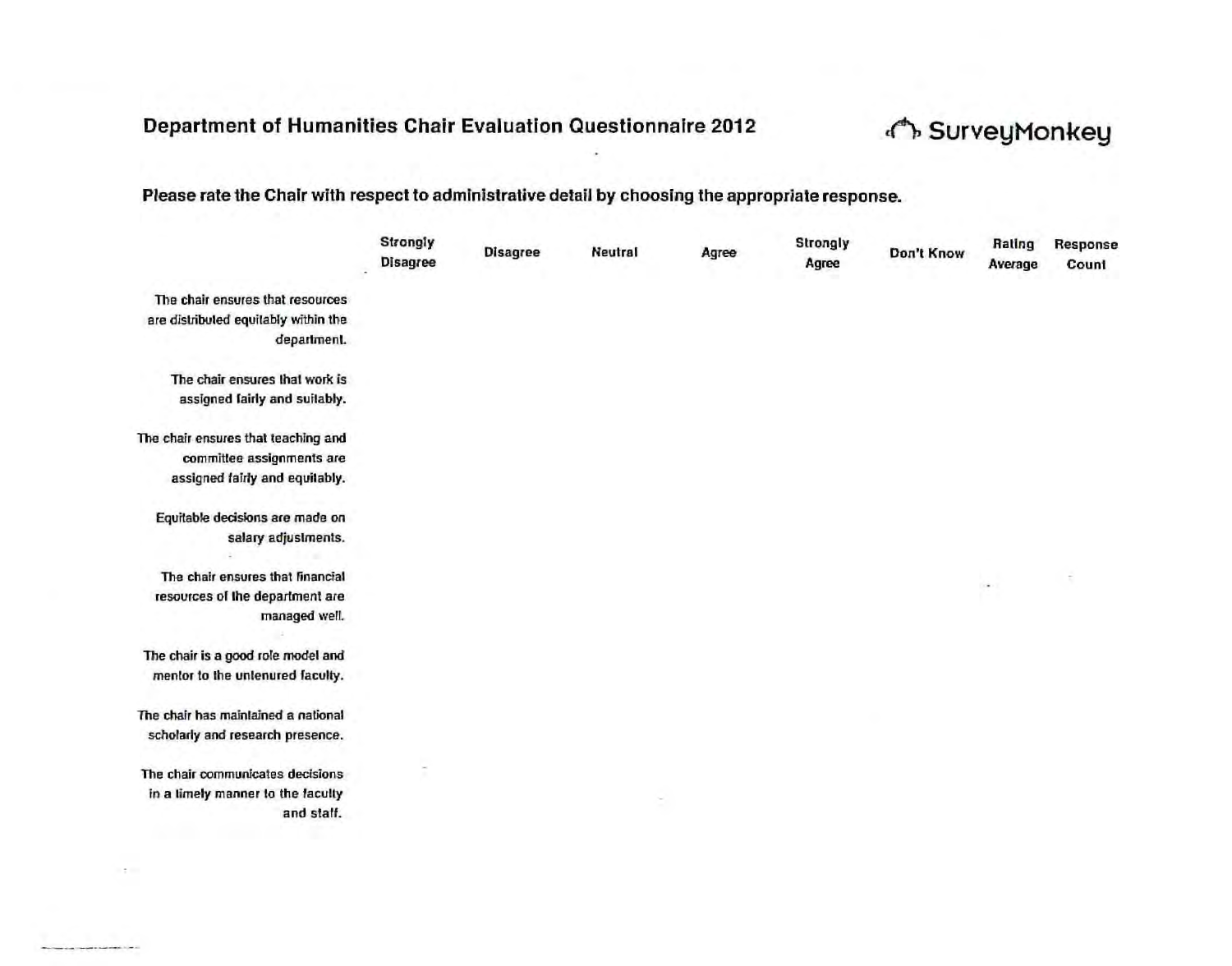## Department of Humanities Chair Evaluation Questionnaire 2012

SurveyMonkey

**Please rate the Chair with respect to administrative detail by choosing the appropriate response.**

| | Strongly Disagree | Disagree | Neutral | Agree | Strongly Agree | Don't Know | Rating Average | Response Count |
|---|---|---|---|---|---|---|---|---|
| The chair ensures that resources are distributed equitably within the department. | | | | | | | | |
| The chair ensures that work is assigned fairly and suitably. | | | | | | | | |
| The chair ensures that teaching and committee assignments are assigned fairly and equitably. | | | | | | | | |
| Equitable decisions are made on salary adjustments. | | | | | | | | |
| The chair ensures that financial resources of the department are managed well. | | | | | | | | |
| The chair is a good role model and mentor to the untenured faculty. | | | | | | | | |
| The chair has maintained a national scholarly and research presence. | | | | | | | | |
| The chair communicates decisions in a timely manner to the faculty and staff. | | | | | | | | |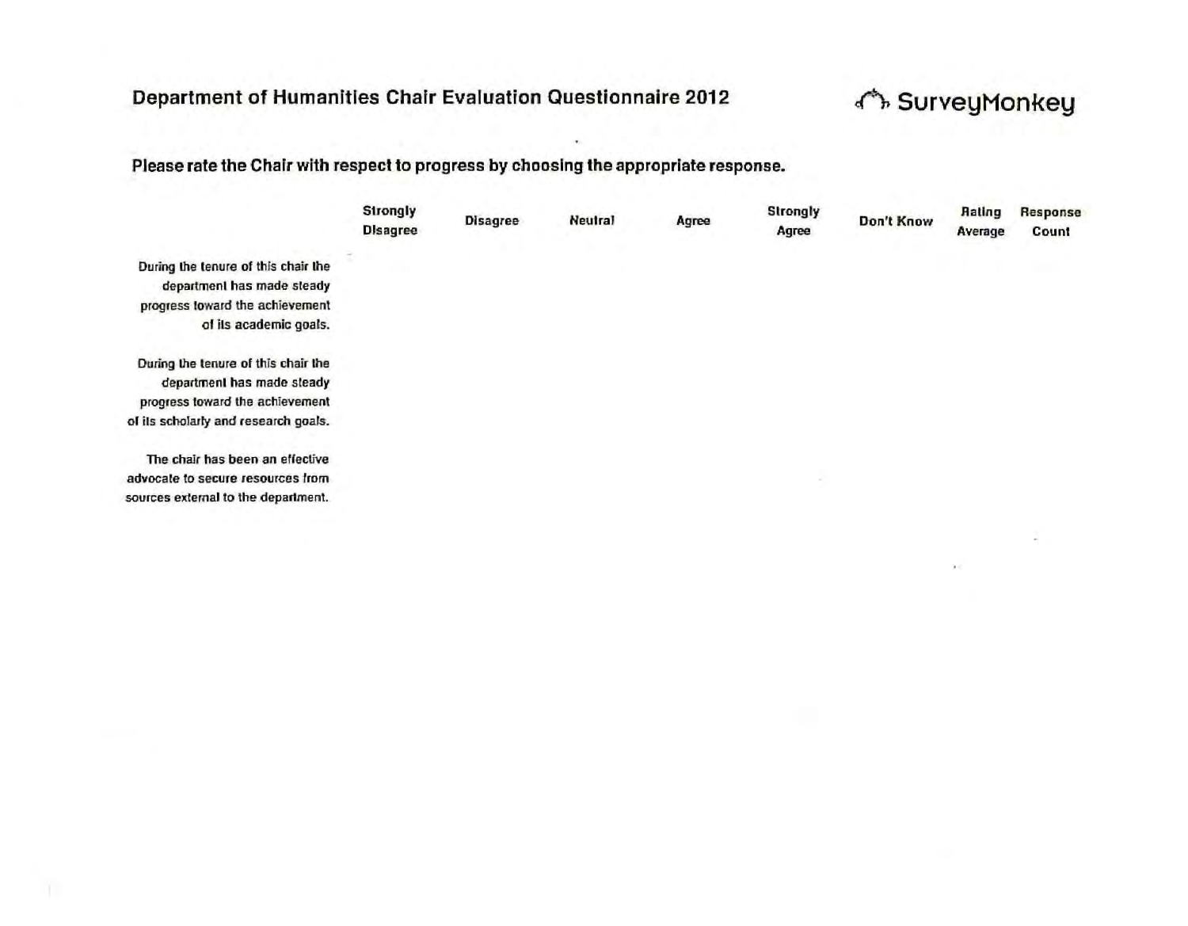## Department of Humanities Chair Evaluation Questionnaire 2012

SurveyMonkey

**Please rate the Chair with respect to progress by choosing the appropriate response.**

| | Strongly Disagree | Disagree | Neutral | Agree | Strongly Agree | Don't Know | Rating Average | Response Count |
|---|---|---|---|---|---|---|---|---|
| During the tenure of this chair the department has made steady progress toward the achievement of its academic goals. | | | | | | | | |
| During the tenure of this chair the department has made steady progress toward the achievement of its scholarly and research goals. | | | | | | | | |
| The chair has been an effective advocate to secure resources from sources external to the department. | | | | | | | | |